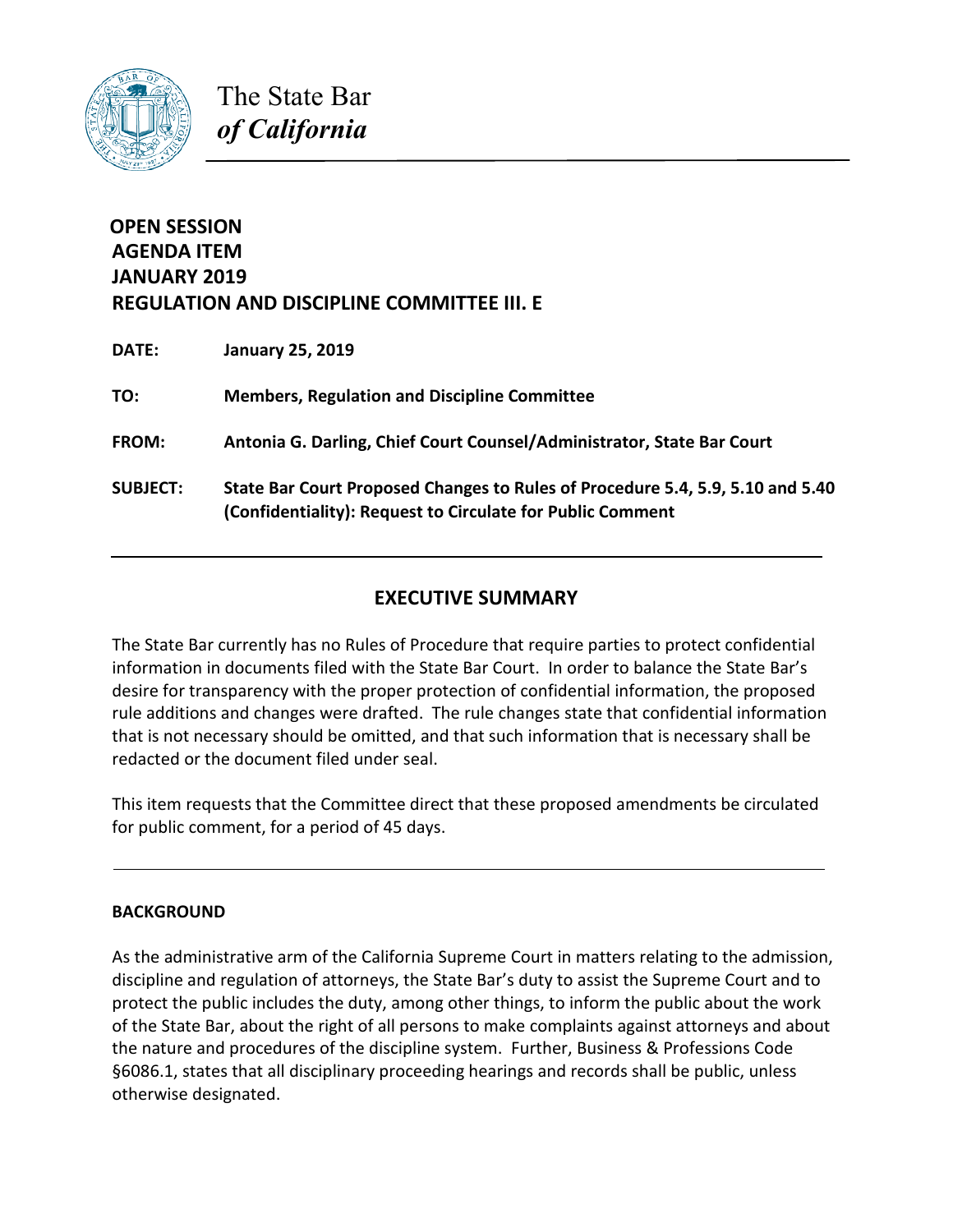The State Bar
*of California*

**OPEN SESSION**
**AGENDA ITEM**
**JANUARY 2019**
**REGULATION AND DISCIPLINE COMMITTEE III. E**

**DATE:** **January 25, 2019**

**TO:** **Members, Regulation and Discipline Committee**

**FROM:** **Antonia G. Darling, Chief Court Counsel/Administrator, State Bar Court**

**SUBJECT:** **State Bar Court Proposed Changes to Rules of Procedure 5.4, 5.9, 5.10 and 5.40 (Confidentiality): Request to Circulate for Public Comment**

---

## EXECUTIVE SUMMARY

The State Bar currently has no Rules of Procedure that require parties to protect confidential information in documents filed with the State Bar Court. In order to balance the State Bar's desire for transparency with the proper protection of confidential information, the proposed rule additions and changes were drafted. The rule changes state that confidential information that is not necessary should be omitted, and that such information that is necessary shall be redacted or the document filed under seal.

This item requests that the Committee direct that these proposed amendments be circulated for public comment, for a period of 45 days.

---

**BACKGROUND**

As the administrative arm of the California Supreme Court in matters relating to the admission, discipline and regulation of attorneys, the State Bar's duty to assist the Supreme Court and to protect the public includes the duty, among other things, to inform the public about the work of the State Bar, about the right of all persons to make complaints against attorneys and about the nature and procedures of the discipline system. Further, Business & Professions Code §6086.1, states that all disciplinary proceeding hearings and records shall be public, unless otherwise designated.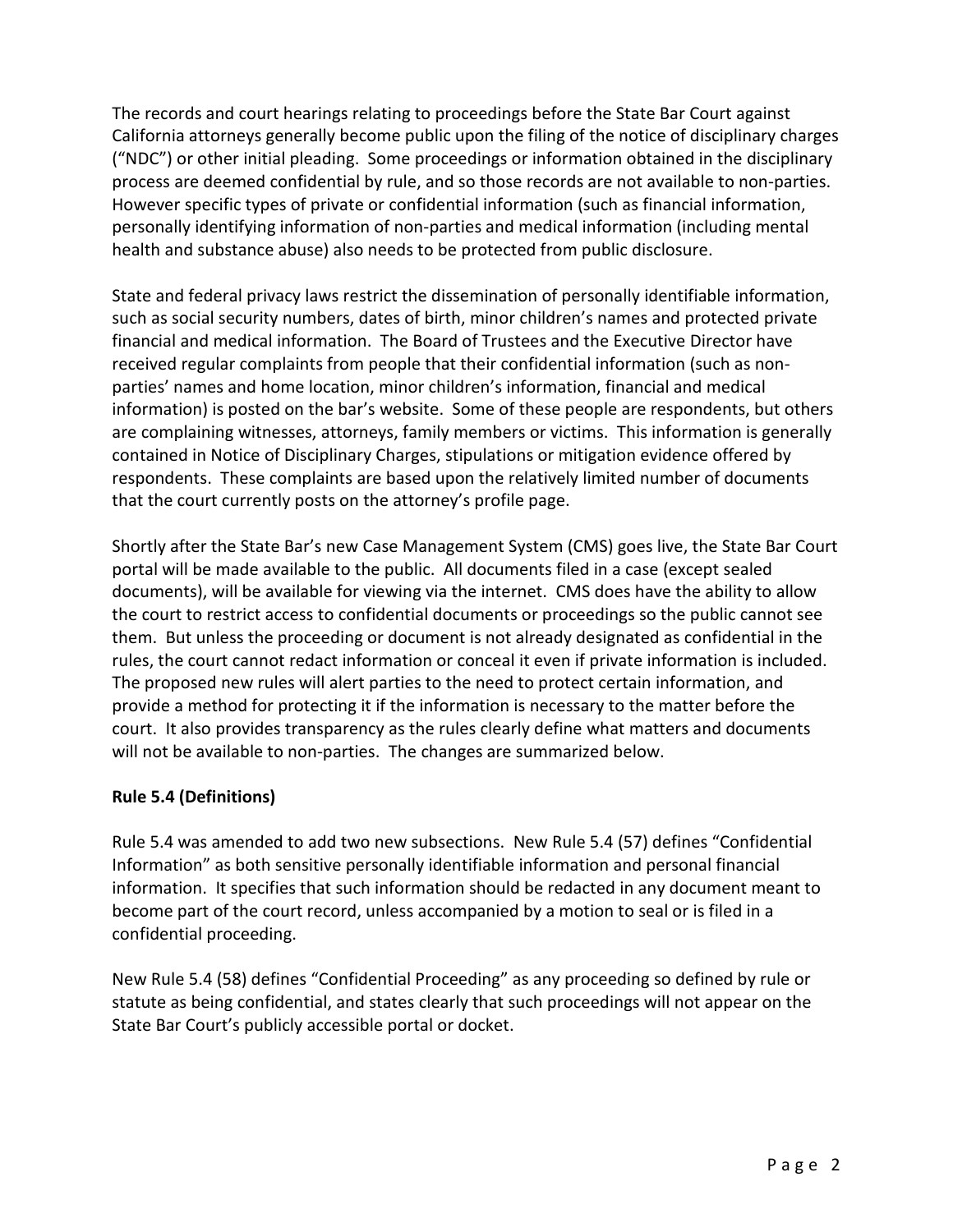The records and court hearings relating to proceedings before the State Bar Court against California attorneys generally become public upon the filing of the notice of disciplinary charges ("NDC") or other initial pleading. Some proceedings or information obtained in the disciplinary process are deemed confidential by rule, and so those records are not available to non-parties. However specific types of private or confidential information (such as financial information, personally identifying information of non-parties and medical information (including mental health and substance abuse) also needs to be protected from public disclosure.

State and federal privacy laws restrict the dissemination of personally identifiable information, such as social security numbers, dates of birth, minor children's names and protected private financial and medical information. The Board of Trustees and the Executive Director have received regular complaints from people that their confidential information (such as non-parties' names and home location, minor children's information, financial and medical information) is posted on the bar's website. Some of these people are respondents, but others are complaining witnesses, attorneys, family members or victims. This information is generally contained in Notice of Disciplinary Charges, stipulations or mitigation evidence offered by respondents. These complaints are based upon the relatively limited number of documents that the court currently posts on the attorney's profile page.

Shortly after the State Bar's new Case Management System (CMS) goes live, the State Bar Court portal will be made available to the public. All documents filed in a case (except sealed documents), will be available for viewing via the internet. CMS does have the ability to allow the court to restrict access to confidential documents or proceedings so the public cannot see them. But unless the proceeding or document is not already designated as confidential in the rules, the court cannot redact information or conceal it even if private information is included. The proposed new rules will alert parties to the need to protect certain information, and provide a method for protecting it if the information is necessary to the matter before the court. It also provides transparency as the rules clearly define what matters and documents will not be available to non-parties. The changes are summarized below.

**Rule 5.4 (Definitions)**

Rule 5.4 was amended to add two new subsections. New Rule 5.4 (57) defines "Confidential Information" as both sensitive personally identifiable information and personal financial information. It specifies that such information should be redacted in any document meant to become part of the court record, unless accompanied by a motion to seal or is filed in a confidential proceeding.

New Rule 5.4 (58) defines "Confidential Proceeding" as any proceeding so defined by rule or statute as being confidential, and states clearly that such proceedings will not appear on the State Bar Court's publicly accessible portal or docket.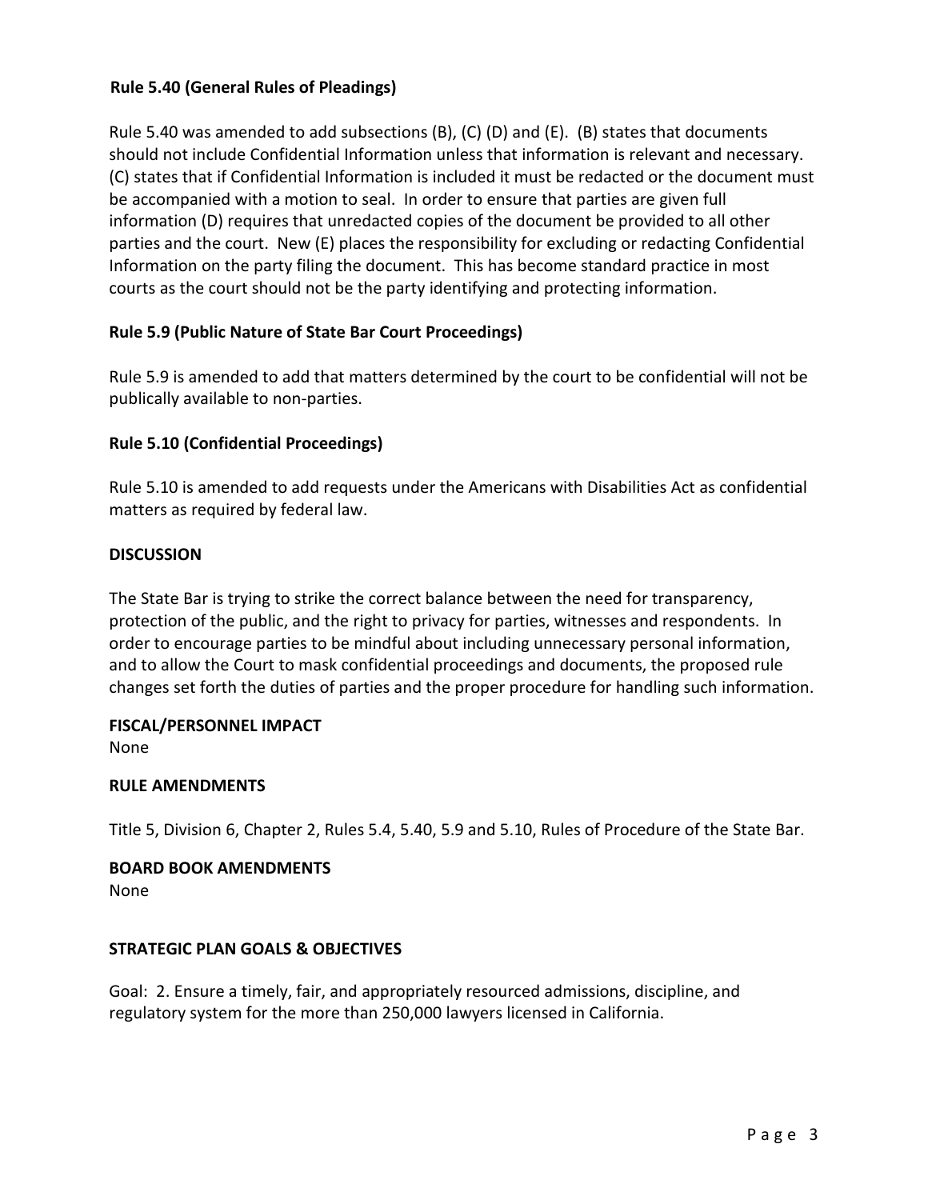**Rule 5.40 (General Rules of Pleadings)**

Rule 5.40 was amended to add subsections (B), (C) (D) and (E). (B) states that documents should not include Confidential Information unless that information is relevant and necessary. (C) states that if Confidential Information is included it must be redacted or the document must be accompanied with a motion to seal. In order to ensure that parties are given full information (D) requires that unredacted copies of the document be provided to all other parties and the court. New (E) places the responsibility for excluding or redacting Confidential Information on the party filing the document. This has become standard practice in most courts as the court should not be the party identifying and protecting information.

**Rule 5.9 (Public Nature of State Bar Court Proceedings)**

Rule 5.9 is amended to add that matters determined by the court to be confidential will not be publically available to non-parties.

**Rule 5.10 (Confidential Proceedings)**

Rule 5.10 is amended to add requests under the Americans with Disabilities Act as confidential matters as required by federal law.

**DISCUSSION**

The State Bar is trying to strike the correct balance between the need for transparency, protection of the public, and the right to privacy for parties, witnesses and respondents. In order to encourage parties to be mindful about including unnecessary personal information, and to allow the Court to mask confidential proceedings and documents, the proposed rule changes set forth the duties of parties and the proper procedure for handling such information.

**FISCAL/PERSONNEL IMPACT**

None

**RULE AMENDMENTS**

Title 5, Division 6, Chapter 2, Rules 5.4, 5.40, 5.9 and 5.10, Rules of Procedure of the State Bar.

**BOARD BOOK AMENDMENTS**

None

**STRATEGIC PLAN GOALS & OBJECTIVES**

Goal: 2. Ensure a timely, fair, and appropriately resourced admissions, discipline, and regulatory system for the more than 250,000 lawyers licensed in California.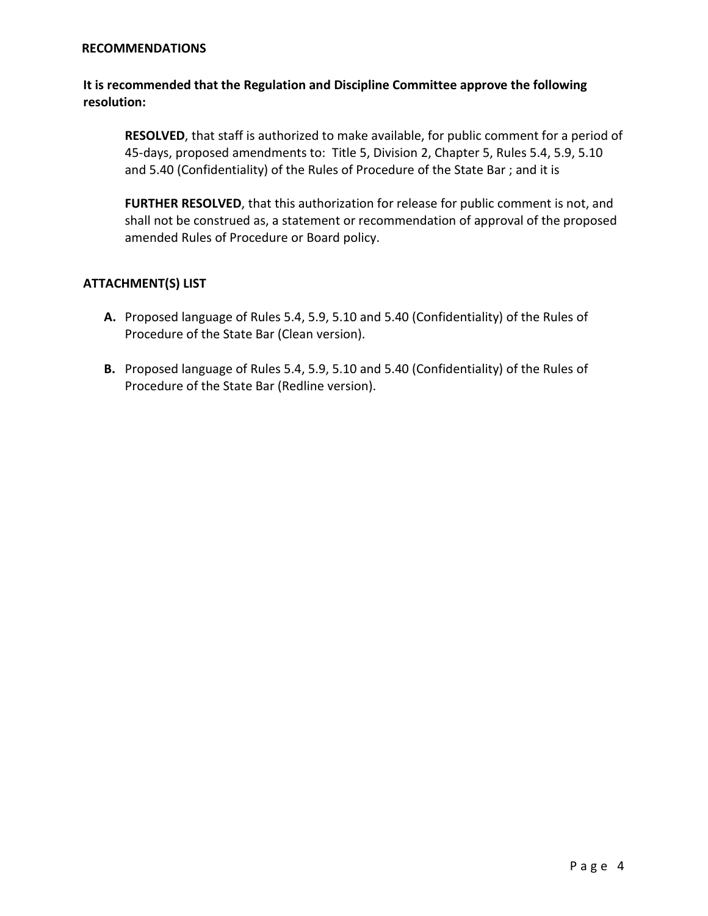## RECOMMENDATIONS

**It is recommended that the Regulation and Discipline Committee approve the following resolution:**

> **RESOLVED**, that staff is authorized to make available, for public comment for a period of 45-days, proposed amendments to: Title 5, Division 2, Chapter 5, Rules 5.4, 5.9, 5.10 and 5.40 (Confidentiality) of the Rules of Procedure of the State Bar ; and it is
>
> **FURTHER RESOLVED**, that this authorization for release for public comment is not, and shall not be construed as, a statement or recommendation of approval of the proposed amended Rules of Procedure or Board policy.

## ATTACHMENT(S) LIST

**A.** Proposed language of Rules 5.4, 5.9, 5.10 and 5.40 (Confidentiality) of the Rules of Procedure of the State Bar (Clean version).

**B.** Proposed language of Rules 5.4, 5.9, 5.10 and 5.40 (Confidentiality) of the Rules of Procedure of the State Bar (Redline version).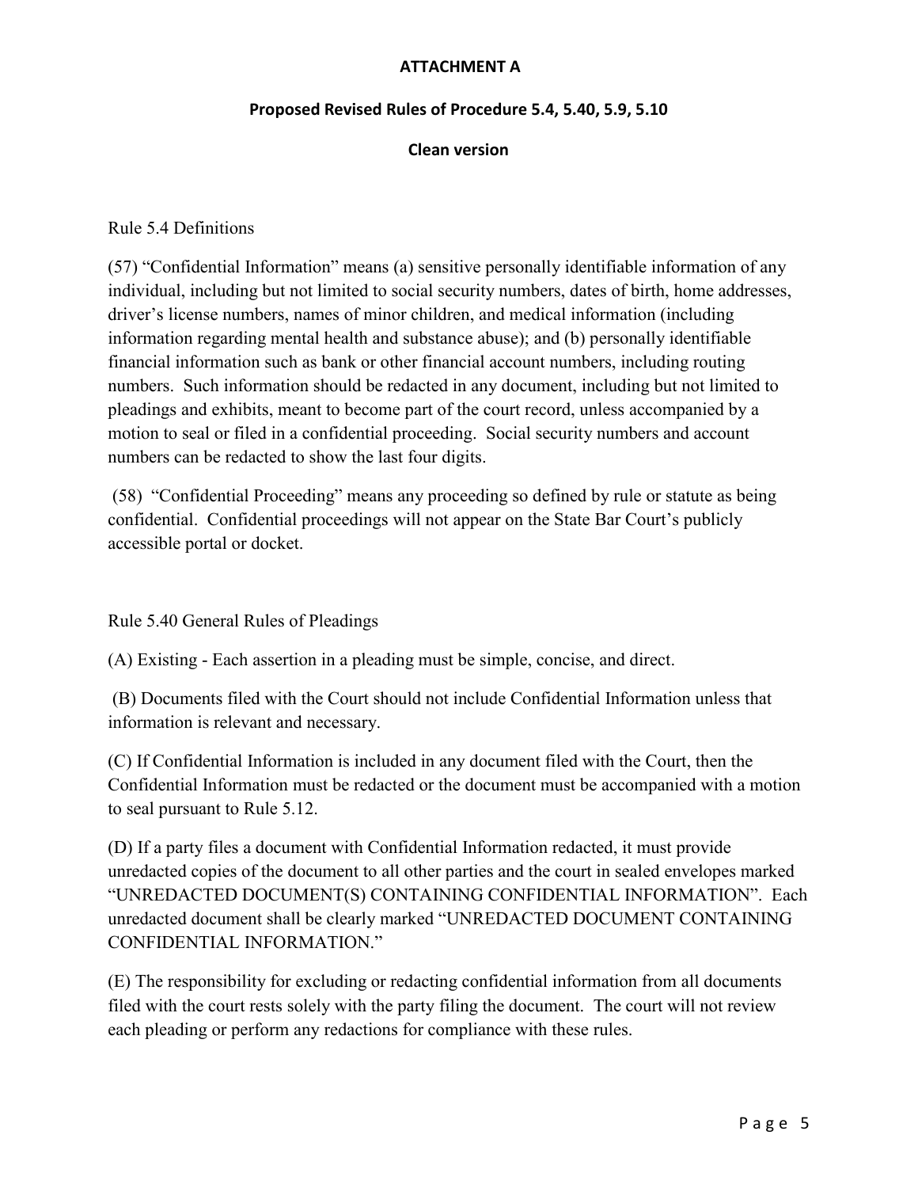**ATTACHMENT A**

**Proposed Revised Rules of Procedure 5.4, 5.40, 5.9, 5.10**

**Clean version**

Rule 5.4 Definitions

(57) "Confidential Information" means (a) sensitive personally identifiable information of any individual, including but not limited to social security numbers, dates of birth, home addresses, driver's license numbers, names of minor children, and medical information (including information regarding mental health and substance abuse); and (b) personally identifiable financial information such as bank or other financial account numbers, including routing numbers. Such information should be redacted in any document, including but not limited to pleadings and exhibits, meant to become part of the court record, unless accompanied by a motion to seal or filed in a confidential proceeding. Social security numbers and account numbers can be redacted to show the last four digits.

(58) "Confidential Proceeding" means any proceeding so defined by rule or statute as being confidential. Confidential proceedings will not appear on the State Bar Court's publicly accessible portal or docket.

Rule 5.40 General Rules of Pleadings

(A) Existing - Each assertion in a pleading must be simple, concise, and direct.

(B) Documents filed with the Court should not include Confidential Information unless that information is relevant and necessary.

(C) If Confidential Information is included in any document filed with the Court, then the Confidential Information must be redacted or the document must be accompanied with a motion to seal pursuant to Rule 5.12.

(D) If a party files a document with Confidential Information redacted, it must provide unredacted copies of the document to all other parties and the court in sealed envelopes marked "UNREDACTED DOCUMENT(S) CONTAINING CONFIDENTIAL INFORMATION". Each unredacted document shall be clearly marked "UNREDACTED DOCUMENT CONTAINING CONFIDENTIAL INFORMATION."

(E) The responsibility for excluding or redacting confidential information from all documents filed with the court rests solely with the party filing the document. The court will not review each pleading or perform any redactions for compliance with these rules.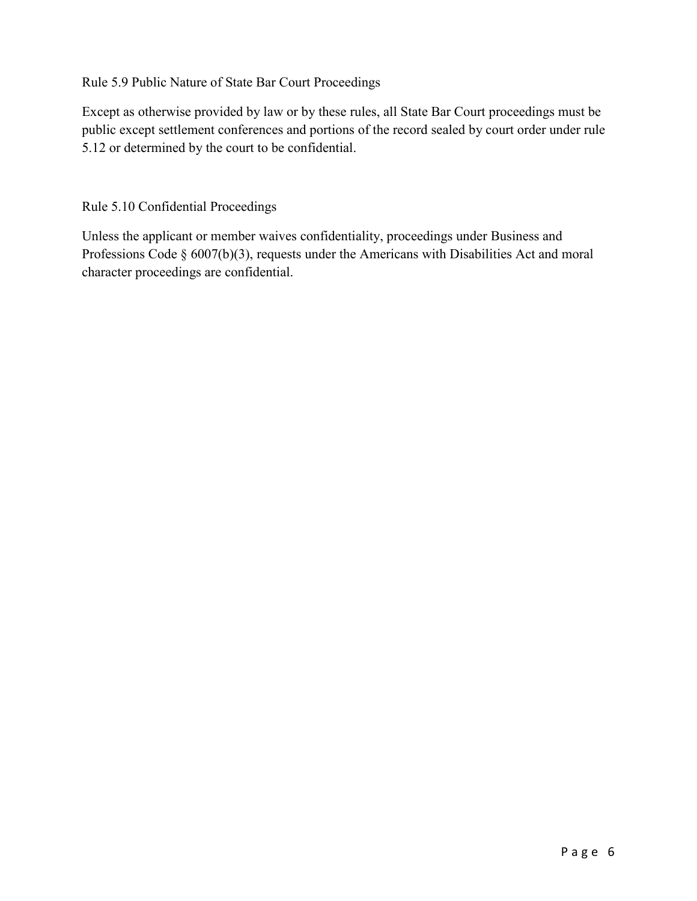## Rule 5.9 Public Nature of State Bar Court Proceedings

Except as otherwise provided by law or by these rules, all State Bar Court proceedings must be public except settlement conferences and portions of the record sealed by court order under rule 5.12 or determined by the court to be confidential.

## Rule 5.10 Confidential Proceedings

Unless the applicant or member waives confidentiality, proceedings under Business and Professions Code § 6007(b)(3), requests under the Americans with Disabilities Act and moral character proceedings are confidential.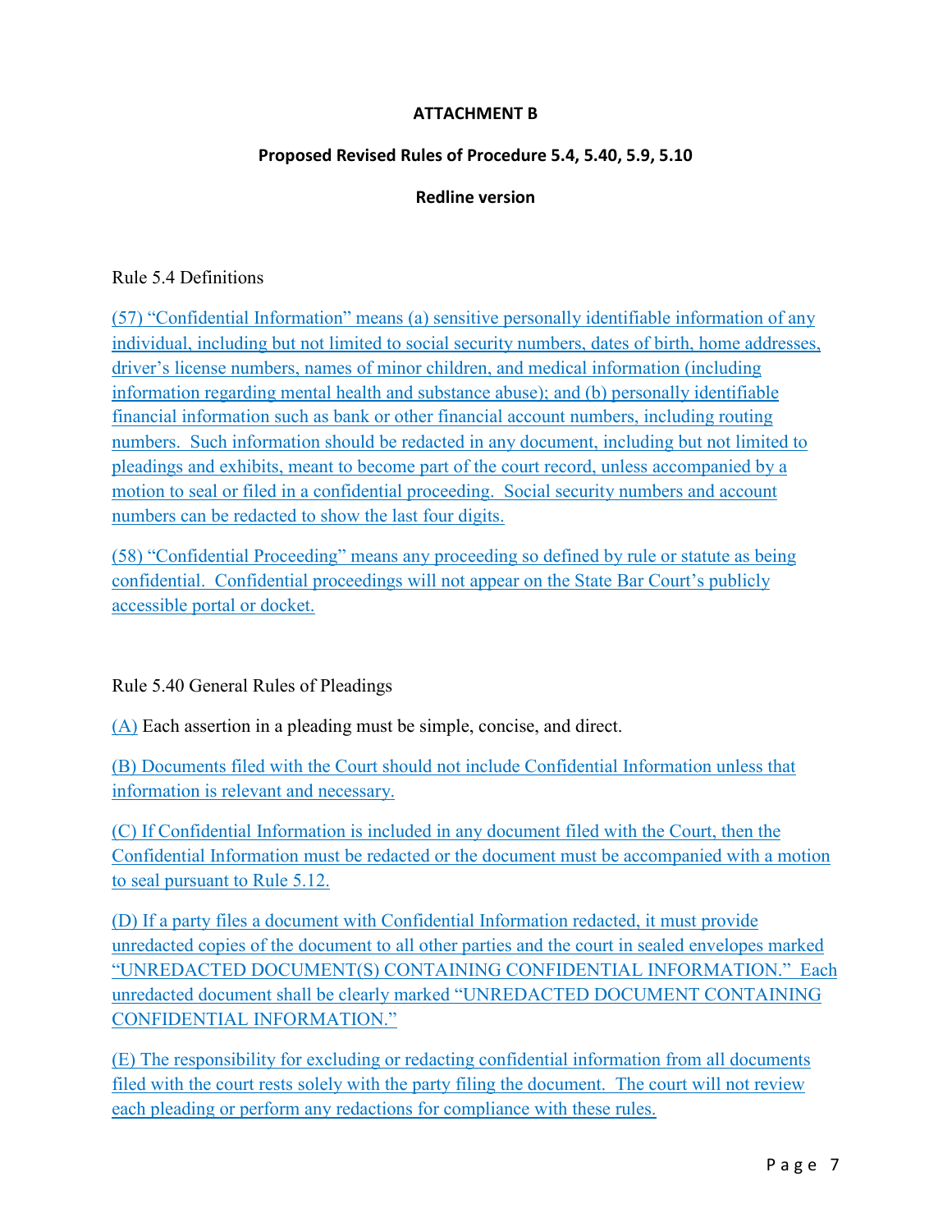**ATTACHMENT B**

**Proposed Revised Rules of Procedure 5.4, 5.40, 5.9, 5.10**

**Redline version**

Rule 5.4 Definitions

(57) "Confidential Information" means (a) sensitive personally identifiable information of any individual, including but not limited to social security numbers, dates of birth, home addresses, driver's license numbers, names of minor children, and medical information (including information regarding mental health and substance abuse); and (b) personally identifiable financial information such as bank or other financial account numbers, including routing numbers. Such information should be redacted in any document, including but not limited to pleadings and exhibits, meant to become part of the court record, unless accompanied by a motion to seal or filed in a confidential proceeding. Social security numbers and account numbers can be redacted to show the last four digits.

(58) "Confidential Proceeding" means any proceeding so defined by rule or statute as being confidential. Confidential proceedings will not appear on the State Bar Court's publicly accessible portal or docket.

Rule 5.40 General Rules of Pleadings

(A) Each assertion in a pleading must be simple, concise, and direct.

(B) Documents filed with the Court should not include Confidential Information unless that information is relevant and necessary.

(C) If Confidential Information is included in any document filed with the Court, then the Confidential Information must be redacted or the document must be accompanied with a motion to seal pursuant to Rule 5.12.

(D) If a party files a document with Confidential Information redacted, it must provide unredacted copies of the document to all other parties and the court in sealed envelopes marked "UNREDACTED DOCUMENT(S) CONTAINING CONFIDENTIAL INFORMATION." Each unredacted document shall be clearly marked "UNREDACTED DOCUMENT CONTAINING CONFIDENTIAL INFORMATION."

(E) The responsibility for excluding or redacting confidential information from all documents filed with the court rests solely with the party filing the document. The court will not review each pleading or perform any redactions for compliance with these rules.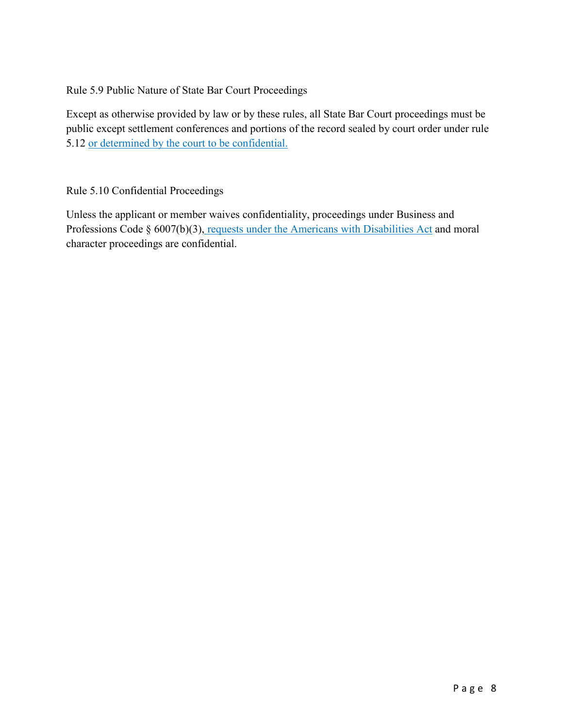Rule 5.9 Public Nature of State Bar Court Proceedings

Except as otherwise provided by law or by these rules, all State Bar Court proceedings must be public except settlement conferences and portions of the record sealed by court order under rule 5.12 or determined by the court to be confidential.

Rule 5.10 Confidential Proceedings

Unless the applicant or member waives confidentiality, proceedings under Business and Professions Code § 6007(b)(3), requests under the Americans with Disabilities Act and moral character proceedings are confidential.